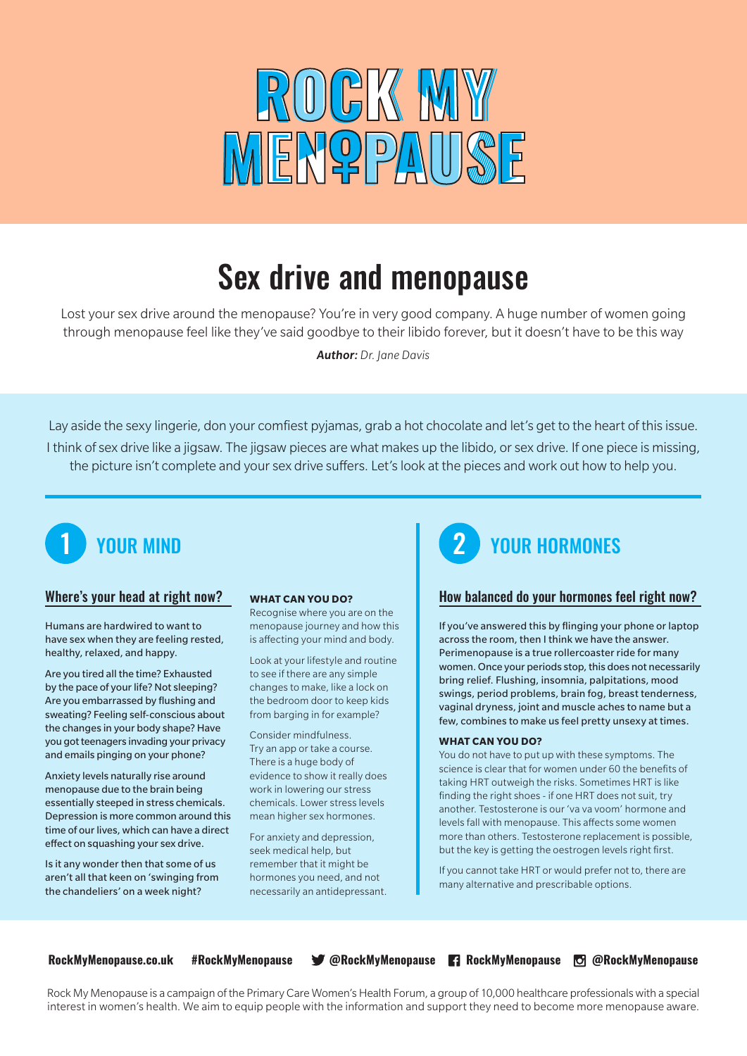# ROCK MY MENOPAUSE

## Sex drive and menopause

Lost your sex drive around the menopause? You're in very good company. A huge number of women going through menopause feel like they've said goodbye to their libido forever, but it doesn't have to be this way

***Author:*** *Dr. Jane Davis*

Lay aside the sexy lingerie, don your comfiest pyjamas, grab a hot chocolate and let's get to the heart of this issue. I think of sex drive like a jigsaw. The jigsaw pieces are what makes up the libido, or sex drive. If one piece is missing, the picture isn't complete and your sex drive suffers. Let's look at the pieces and work out how to help you.

## 1 YOUR MIND

### Where's your head at right now?

Humans are hardwired to want to have sex when they are feeling rested, healthy, relaxed, and happy.

Are you tired all the time? Exhausted by the pace of your life? Not sleeping? Are you embarrassed by flushing and sweating? Feeling self-conscious about the changes in your body shape? Have you got teenagers invading your privacy and emails pinging on your phone?

Anxiety levels naturally rise around menopause due to the brain being essentially steeped in stress chemicals. Depression is more common around this time of our lives, which can have a direct effect on squashing your sex drive.

Is it any wonder then that some of us aren't all that keen on 'swinging from the chandeliers' on a week night?

**WHAT CAN YOU DO?**

Recognise where you are on the menopause journey and how this is affecting your mind and body.

Look at your lifestyle and routine to see if there are any simple changes to make, like a lock on the bedroom door to keep kids from barging in for example?

Consider mindfulness. Try an app or take a course. There is a huge body of evidence to show it really does work in lowering our stress chemicals. Lower stress levels mean higher sex hormones.

For anxiety and depression, seek medical help, but remember that it might be hormones you need, and not necessarily an antidepressant.

## 2 YOUR HORMONES

### How balanced do your hormones feel right now?

If you've answered this by flinging your phone or laptop across the room, then I think we have the answer. Perimenopause is a true rollercoaster ride for many women. Once your periods stop, this does not necessarily bring relief. Flushing, insomnia, palpitations, mood swings, period problems, brain fog, breast tenderness, vaginal dryness, joint and muscle aches to name but a few, combines to make us feel pretty unsexy at times.

**WHAT CAN YOU DO?**

You do not have to put up with these symptoms. The science is clear that for women under 60 the benefits of taking HRT outweigh the risks. Sometimes HRT is like finding the right shoes - if one HRT does not suit, try another. Testosterone is our 'va va voom' hormone and levels fall with menopause. This affects some women more than others. Testosterone replacement is possible, but the key is getting the oestrogen levels right first.

If you cannot take HRT or would prefer not to, there are many alternative and prescribable options.

**RockMyMenopause.co.uk** **#RockMyMenopause** **@RockMyMenopause** **RockMyMenopause** **@RockMyMenopause**

Rock My Menopause is a campaign of the Primary Care Women's Health Forum, a group of 10,000 healthcare professionals with a special interest in women's health. We aim to equip people with the information and support they need to become more menopause aware.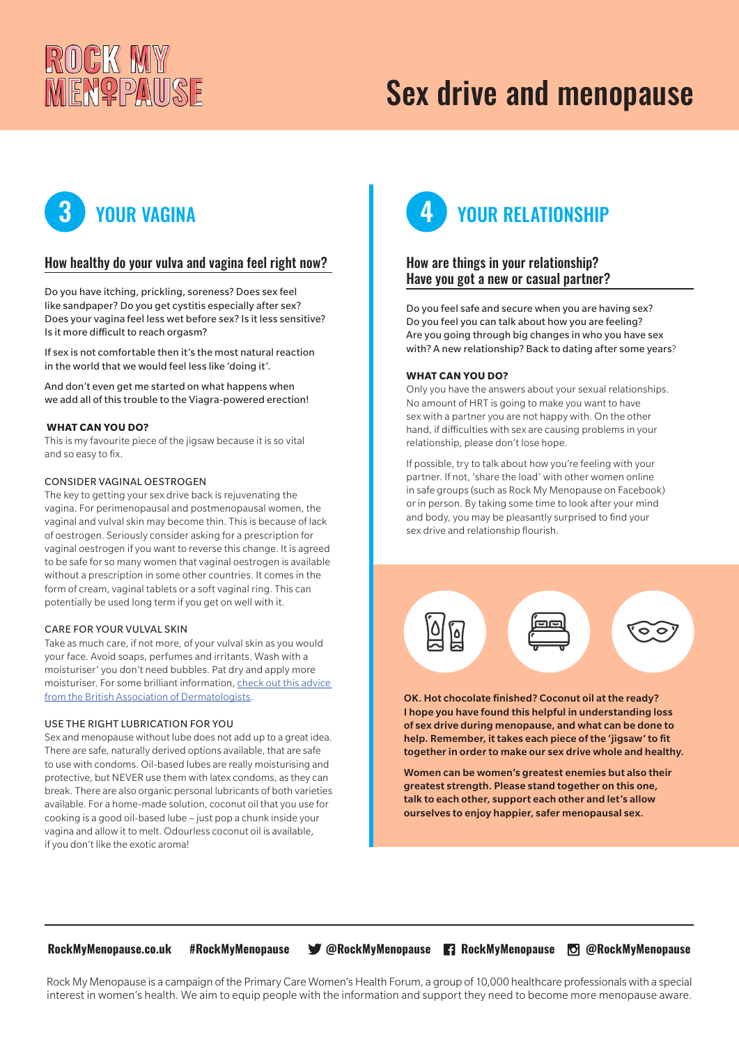# Sex drive and menopause

## 3 YOUR VAGINA

### How healthy do your vulva and vagina feel right now?

Do you have itching, prickling, soreness? Does sex feel like sandpaper? Do you get cystitis especially after sex? Does your vagina feel less wet before sex? Is it less sensitive? Is it more difficult to reach orgasm?

If sex is not comfortable then it's the most natural reaction in the world that we would feel less like 'doing it'.

And don't even get me started on what happens when we add all of this trouble to the Viagra-powered erection!

**WHAT CAN YOU DO?**

This is my favourite piece of the jigsaw because it is so vital and so easy to fix.

CONSIDER VAGINAL OESTROGEN

The key to getting your sex drive back is rejuvenating the vagina. For perimenopausal and postmenopausal women, the vaginal and vulval skin may become thin. This is because of lack of oestrogen. Seriously consider asking for a prescription for vaginal oestrogen if you want to reverse this change. It is agreed to be safe for so many women that vaginal oestrogen is available without a prescription in some other countries. It comes in the form of cream, vaginal tablets or a soft vaginal ring. This can potentially be used long term if you get on well with it.

CARE FOR YOUR VULVAL SKIN

Take as much care, if not more, of your vulval skin as you would your face. Avoid soaps, perfumes and irritants. Wash with a moisturiser' you don't need bubbles. Pat dry and apply more moisturiser. For some brilliant information, check out this advice from the British Association of Dermatologists.

USE THE RIGHT LUBRICATION FOR YOU

Sex and menopause without lube does not add up to a great idea. There are safe, naturally derived options available, that are safe to use with condoms. Oil-based lubes are really moisturising and protective, but NEVER use them with latex condoms, as they can break. There are also organic personal lubricants of both varieties available. For a home-made solution, coconut oil that you use for cooking is a good oil-based lube – just pop a chunk inside your vagina and allow it to melt. Odourless coconut oil is available, if you don't like the exotic aroma!

## 4 YOUR RELATIONSHIP

### How are things in your relationship? Have you got a new or casual partner?

Do you feel safe and secure when you are having sex? Do you feel you can talk about how you are feeling? Are you going through big changes in who you have sex with? A new relationship? Back to dating after some years?

**WHAT CAN YOU DO?**

Only you have the answers about your sexual relationships. No amount of HRT is going to make you want to have sex with a partner you are not happy with. On the other hand, if difficulties with sex are causing problems in your relationship, please don't lose hope.

If possible, try to talk about how you're feeling with your partner. If not, 'share the load' with other women online in safe groups (such as Rock My Menopause on Facebook) or in person. By taking some time to look after your mind and body, you may be pleasantly surprised to find your sex drive and relationship flourish.

**OK. Hot chocolate finished? Coconut oil at the ready? I hope you have found this helpful in understanding loss of sex drive during menopause, and what can be done to help. Remember, it takes each piece of the 'jigsaw' to fit together in order to make our sex drive whole and healthy.**

**Women can be women's greatest enemies but also their greatest strength. Please stand together on this one, talk to each other, support each other and let's allow ourselves to enjoy happier, safer menopausal sex.**

RockMyMenopause.co.uk #RockMyMenopause @RockMyMenopause RockMyMenopause @RockMyMenopause

Rock My Menopause is a campaign of the Primary Care Women's Health Forum, a group of 10,000 healthcare professionals with a special interest in women's health. We aim to equip people with the information and support they need to become more menopause aware.